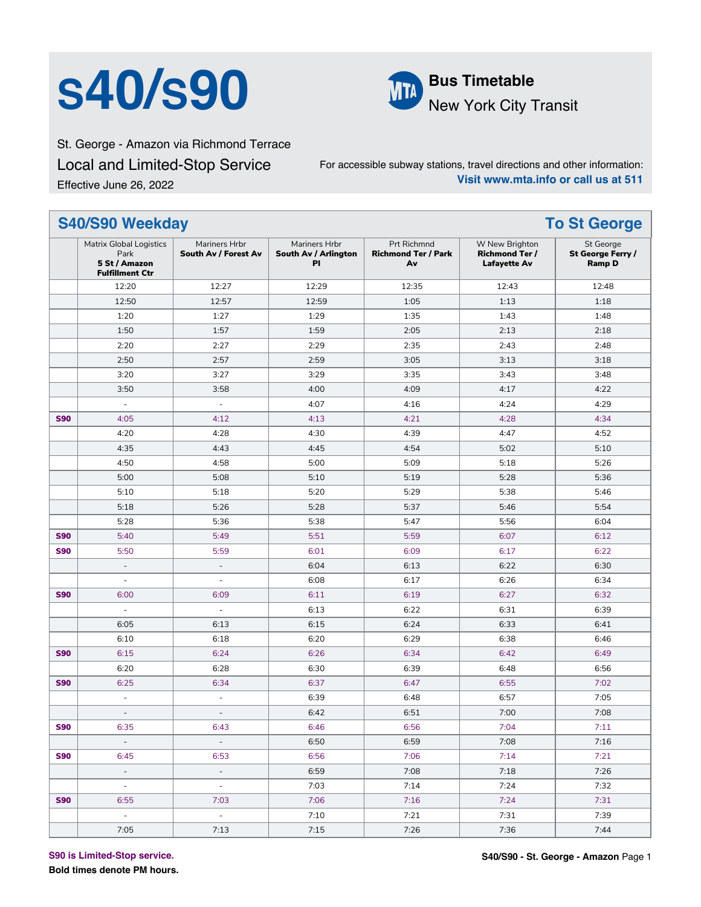# s40/s90

**Bus Timetable**
New York City Transit

St. George - Amazon via Richmond Terrace
Local and Limited-Stop Service
Effective June 26, 2022

For accessible subway stations, travel directions and other information:
**Visit www.mta.info or call us at 511**

## S40/S90 Weekday — To St George

| | Matrix Global Logistics Park **5 St / Amazon Fulfillment Ctr** | Mariners Hrbr **South Av / Forest Av** | Mariners Hrbr **South Av / Arlington Pl** | Prt Richmnd **Richmond Ter / Park Av** | W New Brighton **Richmond Ter / Lafayette Av** | St George **St George Ferry / Ramp D** |
|---|---|---|---|---|---|---|
| | 12:20 | 12:27 | 12:29 | 12:35 | 12:43 | 12:48 |
| | 12:50 | 12:57 | 12:59 | 1:05 | 1:13 | 1:18 |
| | 1:20 | 1:27 | 1:29 | 1:35 | 1:43 | 1:48 |
| | 1:50 | 1:57 | 1:59 | 2:05 | 2:13 | 2:18 |
| | 2:20 | 2:27 | 2:29 | 2:35 | 2:43 | 2:48 |
| | 2:50 | 2:57 | 2:59 | 3:05 | 3:13 | 3:18 |
| | 3:20 | 3:27 | 3:29 | 3:35 | 3:43 | 3:48 |
| | 3:50 | 3:58 | 4:00 | 4:09 | 4:17 | 4:22 |
| | - | - | 4:07 | 4:16 | 4:24 | 4:29 |
| S90 | 4:05 | 4:12 | 4:13 | 4:21 | 4:28 | 4:34 |
| | 4:20 | 4:28 | 4:30 | 4:39 | 4:47 | 4:52 |
| | 4:35 | 4:43 | 4:45 | 4:54 | 5:02 | 5:10 |
| | 4:50 | 4:58 | 5:00 | 5:09 | 5:18 | 5:26 |
| | 5:00 | 5:08 | 5:10 | 5:19 | 5:28 | 5:36 |
| | 5:10 | 5:18 | 5:20 | 5:29 | 5:38 | 5:46 |
| | 5:18 | 5:26 | 5:28 | 5:37 | 5:46 | 5:54 |
| | 5:28 | 5:36 | 5:38 | 5:47 | 5:56 | 6:04 |
| S90 | 5:40 | 5:49 | 5:51 | 5:59 | 6:07 | 6:12 |
| S90 | 5:50 | 5:59 | 6:01 | 6:09 | 6:17 | 6:22 |
| | - | - | 6:04 | 6:13 | 6:22 | 6:30 |
| | - | - | 6:08 | 6:17 | 6:26 | 6:34 |
| S90 | 6:00 | 6:09 | 6:11 | 6:19 | 6:27 | 6:32 |
| | - | - | 6:13 | 6:22 | 6:31 | 6:39 |
| | 6:05 | 6:13 | 6:15 | 6:24 | 6:33 | 6:41 |
| | 6:10 | 6:18 | 6:20 | 6:29 | 6:38 | 6:46 |
| S90 | 6:15 | 6:24 | 6:26 | 6:34 | 6:42 | 6:49 |
| | 6:20 | 6:28 | 6:30 | 6:39 | 6:48 | 6:56 |
| S90 | 6:25 | 6:34 | 6:37 | 6:47 | 6:55 | 7:02 |
| | - | - | 6:39 | 6:48 | 6:57 | 7:05 |
| | - | - | 6:42 | 6:51 | 7:00 | 7:08 |
| S90 | 6:35 | 6:43 | 6:46 | 6:56 | 7:04 | 7:11 |
| | - | - | 6:50 | 6:59 | 7:08 | 7:16 |
| S90 | 6:45 | 6:53 | 6:56 | 7:06 | 7:14 | 7:21 |
| | - | - | 6:59 | 7:08 | 7:18 | 7:26 |
| | - | - | 7:03 | 7:14 | 7:24 | 7:32 |
| S90 | 6:55 | 7:03 | 7:06 | 7:16 | 7:24 | 7:31 |
| | - | - | 7:10 | 7:21 | 7:31 | 7:39 |
| | 7:05 | 7:13 | 7:15 | 7:26 | 7:36 | 7:44 |

**S90 is Limited-Stop service.**
**Bold times denote PM hours.**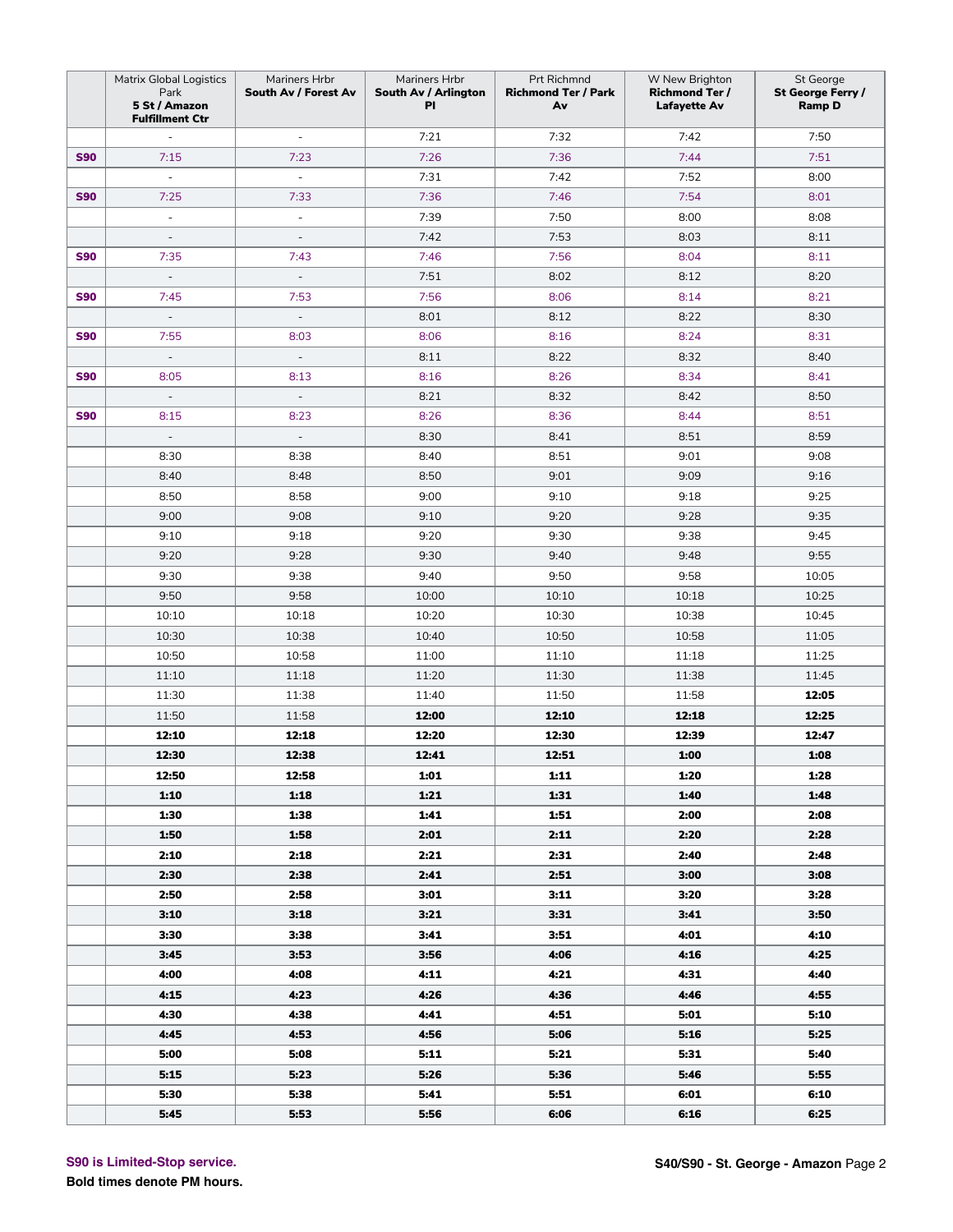| | Matrix Global Logistics Park **5 St / Amazon Fulfillment Ctr** | Mariners Hrbr **South Av / Forest Av** | Mariners Hrbr **South Av / Arlington Pl** | Prt Richmnd **Richmond Ter / Park Av** | W New Brighton **Richmond Ter / Lafayette Av** | St George **St George Ferry / Ramp D** |
|---|---|---|---|---|---|---|
| | - | - | 7:21 | 7:32 | 7:42 | 7:50 |
| **S90** | 7:15 | 7:23 | 7:26 | 7:36 | 7:44 | 7:51 |
| | - | - | 7:31 | 7:42 | 7:52 | 8:00 |
| **S90** | 7:25 | 7:33 | 7:36 | 7:46 | 7:54 | 8:01 |
| | - | - | 7:39 | 7:50 | 8:00 | 8:08 |
| | - | - | 7:42 | 7:53 | 8:03 | 8:11 |
| **S90** | 7:35 | 7:43 | 7:46 | 7:56 | 8:04 | 8:11 |
| | - | - | 7:51 | 8:02 | 8:12 | 8:20 |
| **S90** | 7:45 | 7:53 | 7:56 | 8:06 | 8:14 | 8:21 |
| | - | - | 8:01 | 8:12 | 8:22 | 8:30 |
| **S90** | 7:55 | 8:03 | 8:06 | 8:16 | 8:24 | 8:31 |
| | - | - | 8:11 | 8:22 | 8:32 | 8:40 |
| **S90** | 8:05 | 8:13 | 8:16 | 8:26 | 8:34 | 8:41 |
| | - | - | 8:21 | 8:32 | 8:42 | 8:50 |
| **S90** | 8:15 | 8:23 | 8:26 | 8:36 | 8:44 | 8:51 |
| | - | - | 8:30 | 8:41 | 8:51 | 8:59 |
| | 8:30 | 8:38 | 8:40 | 8:51 | 9:01 | 9:08 |
| | 8:40 | 8:48 | 8:50 | 9:01 | 9:09 | 9:16 |
| | 8:50 | 8:58 | 9:00 | 9:10 | 9:18 | 9:25 |
| | 9:00 | 9:08 | 9:10 | 9:20 | 9:28 | 9:35 |
| | 9:10 | 9:18 | 9:20 | 9:30 | 9:38 | 9:45 |
| | 9:20 | 9:28 | 9:30 | 9:40 | 9:48 | 9:55 |
| | 9:30 | 9:38 | 9:40 | 9:50 | 9:58 | 10:05 |
| | 9:50 | 9:58 | 10:00 | 10:10 | 10:18 | 10:25 |
| | 10:10 | 10:18 | 10:20 | 10:30 | 10:38 | 10:45 |
| | 10:30 | 10:38 | 10:40 | 10:50 | 10:58 | 11:05 |
| | 10:50 | 10:58 | 11:00 | 11:10 | 11:18 | 11:25 |
| | 11:10 | 11:18 | 11:20 | 11:30 | 11:38 | 11:45 |
| | 11:30 | 11:38 | 11:40 | 11:50 | 11:58 | **12:05** |
| | 11:50 | 11:58 | **12:00** | **12:10** | **12:18** | **12:25** |
| | **12:10** | **12:18** | **12:20** | **12:30** | **12:39** | **12:47** |
| | **12:30** | **12:38** | **12:41** | **12:51** | **1:00** | **1:08** |
| | **12:50** | **12:58** | **1:01** | **1:11** | **1:20** | **1:28** |
| | **1:10** | **1:18** | **1:21** | **1:31** | **1:40** | **1:48** |
| | **1:30** | **1:38** | **1:41** | **1:51** | **2:00** | **2:08** |
| | **1:50** | **1:58** | **2:01** | **2:11** | **2:20** | **2:28** |
| | **2:10** | **2:18** | **2:21** | **2:31** | **2:40** | **2:48** |
| | **2:30** | **2:38** | **2:41** | **2:51** | **3:00** | **3:08** |
| | **2:50** | **2:58** | **3:01** | **3:11** | **3:20** | **3:28** |
| | **3:10** | **3:18** | **3:21** | **3:31** | **3:41** | **3:50** |
| | **3:30** | **3:38** | **3:41** | **3:51** | **4:01** | **4:10** |
| | **3:45** | **3:53** | **3:56** | **4:06** | **4:16** | **4:25** |
| | **4:00** | **4:08** | **4:11** | **4:21** | **4:31** | **4:40** |
| | **4:15** | **4:23** | **4:26** | **4:36** | **4:46** | **4:55** |
| | **4:30** | **4:38** | **4:41** | **4:51** | **5:01** | **5:10** |
| | **4:45** | **4:53** | **4:56** | **5:06** | **5:16** | **5:25** |
| | **5:00** | **5:08** | **5:11** | **5:21** | **5:31** | **5:40** |
| | **5:15** | **5:23** | **5:26** | **5:36** | **5:46** | **5:55** |
| | **5:30** | **5:38** | **5:41** | **5:51** | **6:01** | **6:10** |
| | **5:45** | **5:53** | **5:56** | **6:06** | **6:16** | **6:25** |

**S90 is Limited-Stop service.**

**Bold times denote PM hours.**

**S40/S90 - St. George - Amazon**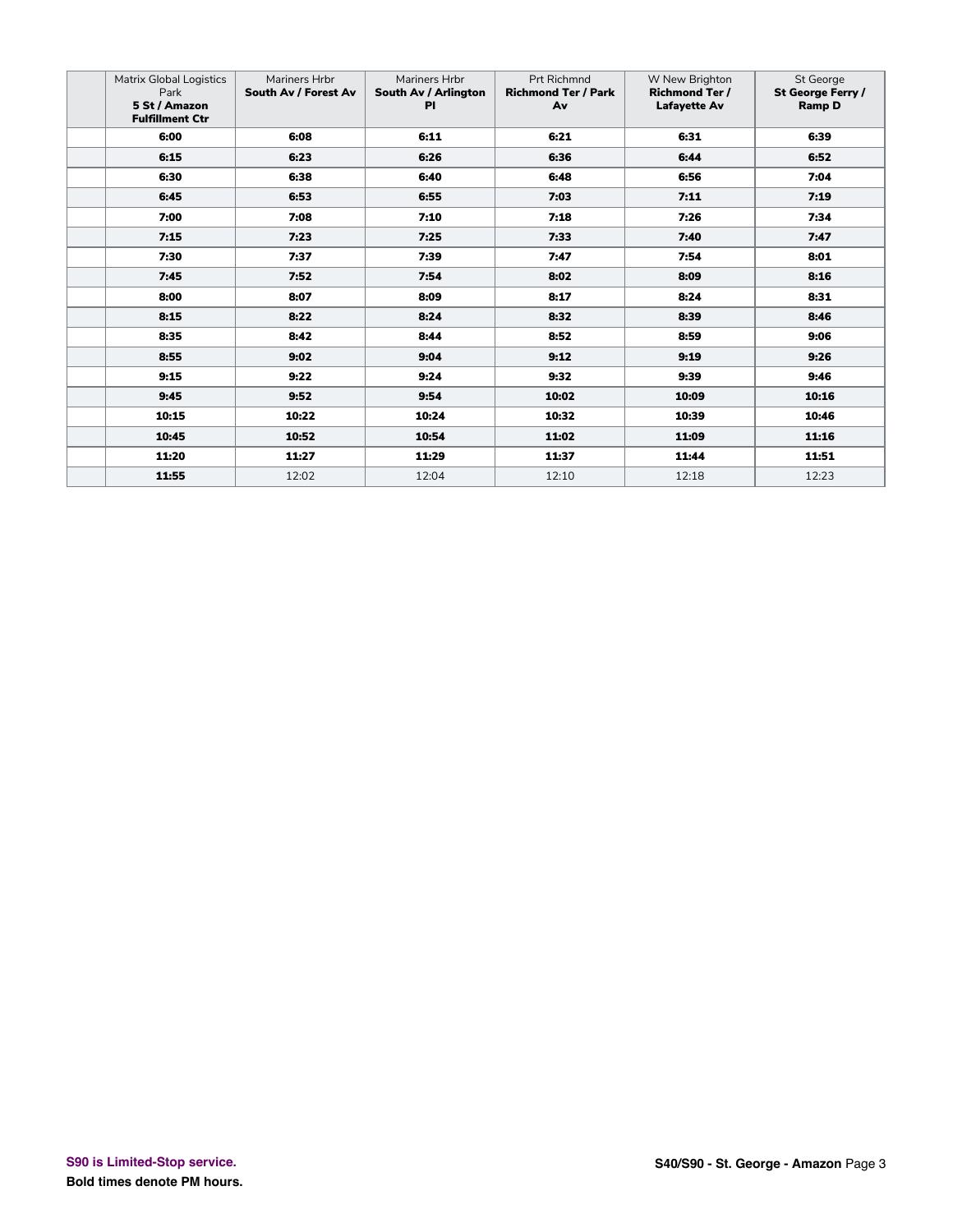| | Matrix Global Logistics Park **5 St / Amazon Fulfillment Ctr** | Mariners Hrbr **South Av / Forest Av** | Mariners Hrbr **South Av / Arlington Pl** | Prt Richmnd **Richmond Ter / Park Av** | W New Brighton **Richmond Ter / Lafayette Av** | St George **St George Ferry / Ramp D** |
|---|---|---|---|---|---|---|
| | **6:00** | **6:08** | **6:11** | **6:21** | **6:31** | **6:39** |
| | **6:15** | **6:23** | **6:26** | **6:36** | **6:44** | **6:52** |
| | **6:30** | **6:38** | **6:40** | **6:48** | **6:56** | **7:04** |
| | **6:45** | **6:53** | **6:55** | **7:03** | **7:11** | **7:19** |
| | **7:00** | **7:08** | **7:10** | **7:18** | **7:26** | **7:34** |
| | **7:15** | **7:23** | **7:25** | **7:33** | **7:40** | **7:47** |
| | **7:30** | **7:37** | **7:39** | **7:47** | **7:54** | **8:01** |
| | **7:45** | **7:52** | **7:54** | **8:02** | **8:09** | **8:16** |
| | **8:00** | **8:07** | **8:09** | **8:17** | **8:24** | **8:31** |
| | **8:15** | **8:22** | **8:24** | **8:32** | **8:39** | **8:46** |
| | **8:35** | **8:42** | **8:44** | **8:52** | **8:59** | **9:06** |
| | **8:55** | **9:02** | **9:04** | **9:12** | **9:19** | **9:26** |
| | **9:15** | **9:22** | **9:24** | **9:32** | **9:39** | **9:46** |
| | **9:45** | **9:52** | **9:54** | **10:02** | **10:09** | **10:16** |
| | **10:15** | **10:22** | **10:24** | **10:32** | **10:39** | **10:46** |
| | **10:45** | **10:52** | **10:54** | **11:02** | **11:09** | **11:16** |
| | **11:20** | **11:27** | **11:29** | **11:37** | **11:44** | **11:51** |
| | **11:55** | 12:02 | 12:04 | 12:10 | 12:18 | 12:23 |

**S90 is Limited-Stop service.**

**Bold times denote PM hours.**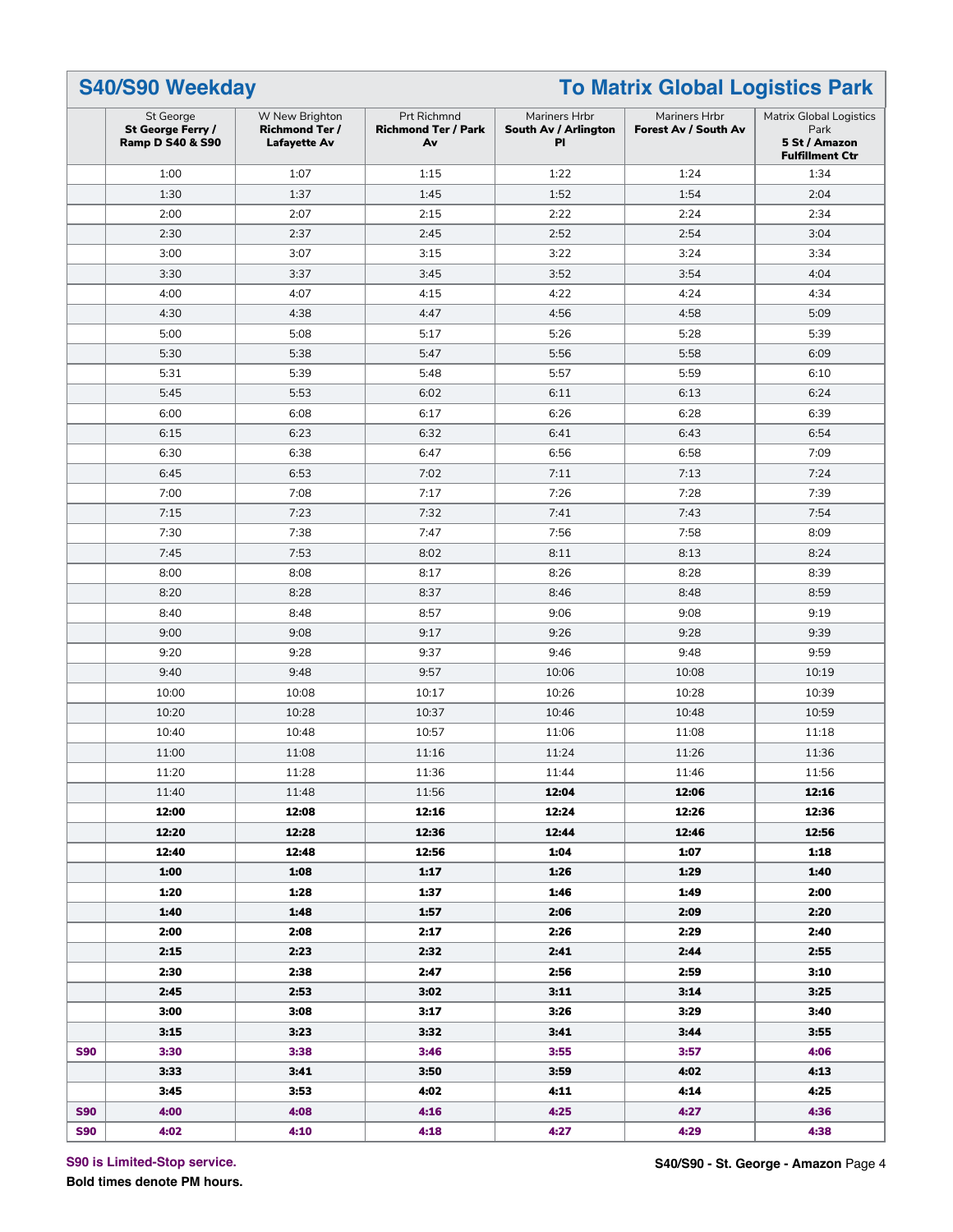## S40/S90 Weekday — To Matrix Global Logistics Park

| | St George **St George Ferry / Ramp D S40 & S90** | W New Brighton **Richmond Ter / Lafayette Av** | Prt Richmnd **Richmond Ter / Park Av** | Mariners Hrbr **South Av / Arlington Pl** | Mariners Hrbr **Forest Av / South Av** | Matrix Global Logistics Park **5 St / Amazon Fulfillment Ctr** |
|---|---|---|---|---|---|---|
| | 1:00 | 1:07 | 1:15 | 1:22 | 1:24 | 1:34 |
| | 1:30 | 1:37 | 1:45 | 1:52 | 1:54 | 2:04 |
| | 2:00 | 2:07 | 2:15 | 2:22 | 2:24 | 2:34 |
| | 2:30 | 2:37 | 2:45 | 2:52 | 2:54 | 3:04 |
| | 3:00 | 3:07 | 3:15 | 3:22 | 3:24 | 3:34 |
| | 3:30 | 3:37 | 3:45 | 3:52 | 3:54 | 4:04 |
| | 4:00 | 4:07 | 4:15 | 4:22 | 4:24 | 4:34 |
| | 4:30 | 4:38 | 4:47 | 4:56 | 4:58 | 5:09 |
| | 5:00 | 5:08 | 5:17 | 5:26 | 5:28 | 5:39 |
| | 5:30 | 5:38 | 5:47 | 5:56 | 5:58 | 6:09 |
| | 5:31 | 5:39 | 5:48 | 5:57 | 5:59 | 6:10 |
| | 5:45 | 5:53 | 6:02 | 6:11 | 6:13 | 6:24 |
| | 6:00 | 6:08 | 6:17 | 6:26 | 6:28 | 6:39 |
| | 6:15 | 6:23 | 6:32 | 6:41 | 6:43 | 6:54 |
| | 6:30 | 6:38 | 6:47 | 6:56 | 6:58 | 7:09 |
| | 6:45 | 6:53 | 7:02 | 7:11 | 7:13 | 7:24 |
| | 7:00 | 7:08 | 7:17 | 7:26 | 7:28 | 7:39 |
| | 7:15 | 7:23 | 7:32 | 7:41 | 7:43 | 7:54 |
| | 7:30 | 7:38 | 7:47 | 7:56 | 7:58 | 8:09 |
| | 7:45 | 7:53 | 8:02 | 8:11 | 8:13 | 8:24 |
| | 8:00 | 8:08 | 8:17 | 8:26 | 8:28 | 8:39 |
| | 8:20 | 8:28 | 8:37 | 8:46 | 8:48 | 8:59 |
| | 8:40 | 8:48 | 8:57 | 9:06 | 9:08 | 9:19 |
| | 9:00 | 9:08 | 9:17 | 9:26 | 9:28 | 9:39 |
| | 9:20 | 9:28 | 9:37 | 9:46 | 9:48 | 9:59 |
| | 9:40 | 9:48 | 9:57 | 10:06 | 10:08 | 10:19 |
| | 10:00 | 10:08 | 10:17 | 10:26 | 10:28 | 10:39 |
| | 10:20 | 10:28 | 10:37 | 10:46 | 10:48 | 10:59 |
| | 10:40 | 10:48 | 10:57 | 11:06 | 11:08 | 11:18 |
| | 11:00 | 11:08 | 11:16 | 11:24 | 11:26 | 11:36 |
| | 11:20 | 11:28 | 11:36 | 11:44 | 11:46 | 11:56 |
| | 11:40 | 11:48 | 11:56 | **12:04** | **12:06** | **12:16** |
| | **12:00** | **12:08** | **12:16** | **12:24** | **12:26** | **12:36** |
| | **12:20** | **12:28** | **12:36** | **12:44** | **12:46** | **12:56** |
| | **12:40** | **12:48** | **12:56** | **1:04** | **1:07** | **1:18** |
| | **1:00** | **1:08** | **1:17** | **1:26** | **1:29** | **1:40** |
| | **1:20** | **1:28** | **1:37** | **1:46** | **1:49** | **2:00** |
| | **1:40** | **1:48** | **1:57** | **2:06** | **2:09** | **2:20** |
| | **2:00** | **2:08** | **2:17** | **2:26** | **2:29** | **2:40** |
| | **2:15** | **2:23** | **2:32** | **2:41** | **2:44** | **2:55** |
| | **2:30** | **2:38** | **2:47** | **2:56** | **2:59** | **3:10** |
| | **2:45** | **2:53** | **3:02** | **3:11** | **3:14** | **3:25** |
| | **3:00** | **3:08** | **3:17** | **3:26** | **3:29** | **3:40** |
| | **3:15** | **3:23** | **3:32** | **3:41** | **3:44** | **3:55** |
| **S90** | **3:30** | **3:38** | **3:46** | **3:55** | **3:57** | **4:06** |
| | **3:33** | **3:41** | **3:50** | **3:59** | **4:02** | **4:13** |
| | **3:45** | **3:53** | **4:02** | **4:11** | **4:14** | **4:25** |
| **S90** | **4:00** | **4:08** | **4:16** | **4:25** | **4:27** | **4:36** |
| **S90** | **4:02** | **4:10** | **4:18** | **4:27** | **4:29** | **4:38** |

**S90 is Limited-Stop service.**

**Bold times denote PM hours.**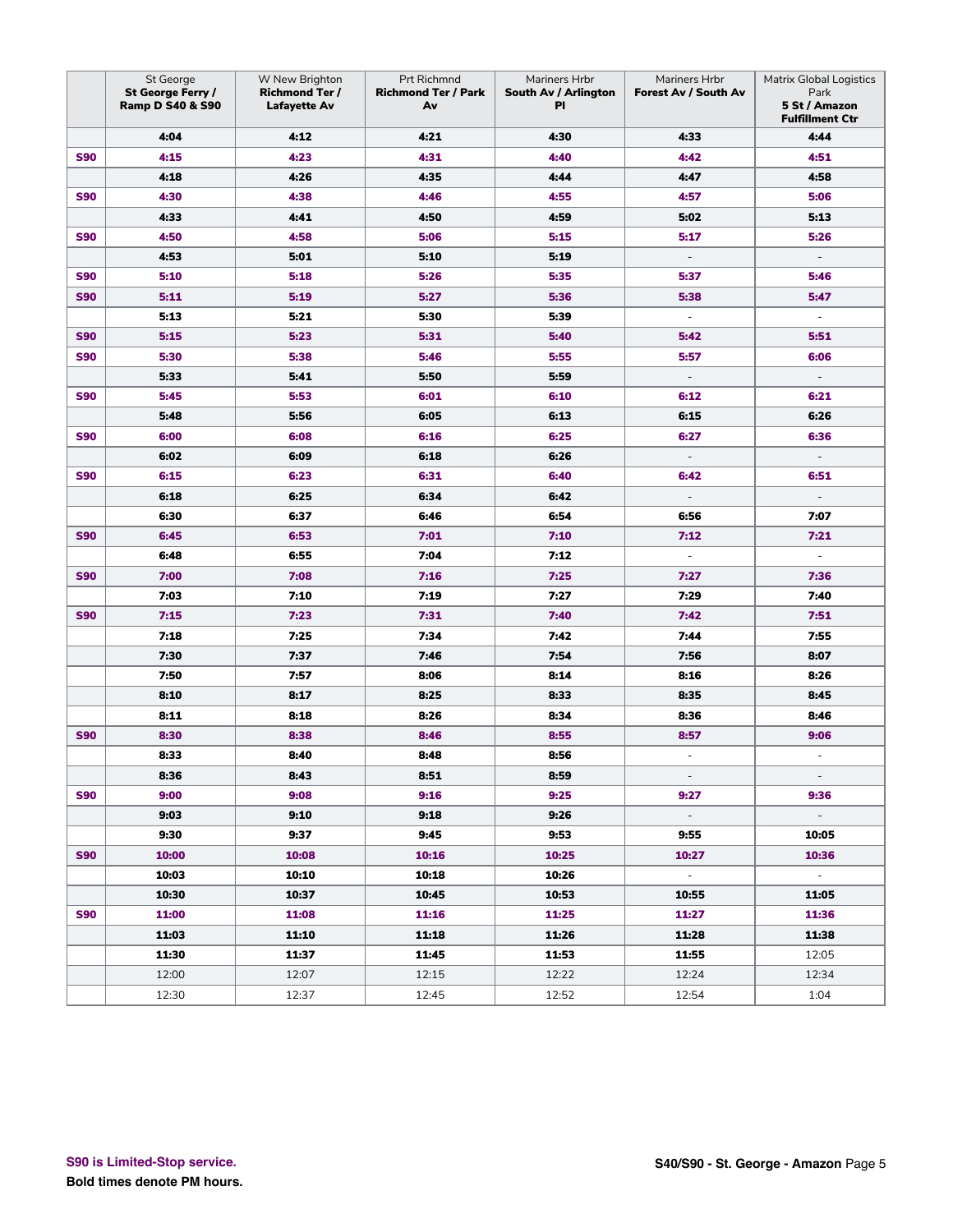| | St George **St George Ferry / Ramp D S40 & S90** | W New Brighton **Richmond Ter / Lafayette Av** | Prt Richmnd **Richmond Ter / Park Av** | Mariners Hrbr **South Av / Arlington Pl** | Mariners Hrbr **Forest Av / South Av** | Matrix Global Logistics Park **5 St / Amazon Fulfillment Ctr** |
|---|---|---|---|---|---|---|
| | **4:04** | **4:12** | **4:21** | **4:30** | **4:33** | **4:44** |
| S90 | **4:15** | **4:23** | **4:31** | **4:40** | **4:42** | **4:51** |
| | **4:18** | **4:26** | **4:35** | **4:44** | **4:47** | **4:58** |
| S90 | **4:30** | **4:38** | **4:46** | **4:55** | **4:57** | **5:06** |
| | **4:33** | **4:41** | **4:50** | **4:59** | **5:02** | **5:13** |
| S90 | **4:50** | **4:58** | **5:06** | **5:15** | **5:17** | **5:26** |
| | **4:53** | **5:01** | **5:10** | **5:19** | - | - |
| S90 | **5:10** | **5:18** | **5:26** | **5:35** | **5:37** | **5:46** |
| S90 | **5:11** | **5:19** | **5:27** | **5:36** | **5:38** | **5:47** |
| | **5:13** | **5:21** | **5:30** | **5:39** | - | - |
| S90 | **5:15** | **5:23** | **5:31** | **5:40** | **5:42** | **5:51** |
| S90 | **5:30** | **5:38** | **5:46** | **5:55** | **5:57** | **6:06** |
| | **5:33** | **5:41** | **5:50** | **5:59** | - | - |
| S90 | **5:45** | **5:53** | **6:01** | **6:10** | **6:12** | **6:21** |
| | **5:48** | **5:56** | **6:05** | **6:13** | **6:15** | **6:26** |
| S90 | **6:00** | **6:08** | **6:16** | **6:25** | **6:27** | **6:36** |
| | **6:02** | **6:09** | **6:18** | **6:26** | - | - |
| S90 | **6:15** | **6:23** | **6:31** | **6:40** | **6:42** | **6:51** |
| | **6:18** | **6:25** | **6:34** | **6:42** | - | - |
| | **6:30** | **6:37** | **6:46** | **6:54** | **6:56** | **7:07** |
| S90 | **6:45** | **6:53** | **7:01** | **7:10** | **7:12** | **7:21** |
| | **6:48** | **6:55** | **7:04** | **7:12** | - | - |
| S90 | **7:00** | **7:08** | **7:16** | **7:25** | **7:27** | **7:36** |
| | **7:03** | **7:10** | **7:19** | **7:27** | **7:29** | **7:40** |
| S90 | **7:15** | **7:23** | **7:31** | **7:40** | **7:42** | **7:51** |
| | **7:18** | **7:25** | **7:34** | **7:42** | **7:44** | **7:55** |
| | **7:30** | **7:37** | **7:46** | **7:54** | **7:56** | **8:07** |
| | **7:50** | **7:57** | **8:06** | **8:14** | **8:16** | **8:26** |
| | **8:10** | **8:17** | **8:25** | **8:33** | **8:35** | **8:45** |
| | **8:11** | **8:18** | **8:26** | **8:34** | **8:36** | **8:46** |
| S90 | **8:30** | **8:38** | **8:46** | **8:55** | **8:57** | **9:06** |
| | **8:33** | **8:40** | **8:48** | **8:56** | - | - |
| | **8:36** | **8:43** | **8:51** | **8:59** | - | - |
| S90 | **9:00** | **9:08** | **9:16** | **9:25** | **9:27** | **9:36** |
| | **9:03** | **9:10** | **9:18** | **9:26** | - | - |
| | **9:30** | **9:37** | **9:45** | **9:53** | **9:55** | **10:05** |
| S90 | **10:00** | **10:08** | **10:16** | **10:25** | **10:27** | **10:36** |
| | **10:03** | **10:10** | **10:18** | **10:26** | - | - |
| | **10:30** | **10:37** | **10:45** | **10:53** | **10:55** | **11:05** |
| S90 | **11:00** | **11:08** | **11:16** | **11:25** | **11:27** | **11:36** |
| | **11:03** | **11:10** | **11:18** | **11:26** | **11:28** | **11:38** |
| | **11:30** | **11:37** | **11:45** | **11:53** | **11:55** | 12:05 |
| | 12:00 | 12:07 | 12:15 | 12:22 | 12:24 | 12:34 |
| | 12:30 | 12:37 | 12:45 | 12:52 | 12:54 | 1:04 |

**S90 is Limited-Stop service.**

**Bold times denote PM hours.**

**S40/S90 - St. George - Amazon**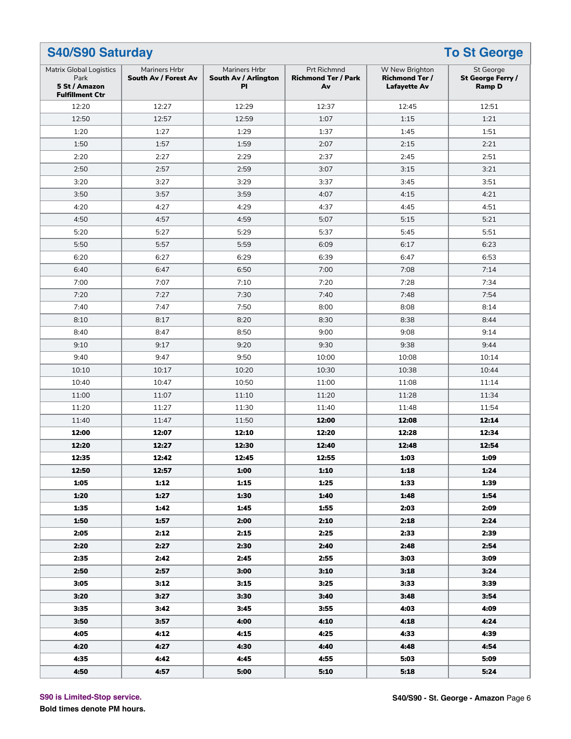## S40/S90 Saturday — To St George

| Matrix Global Logistics Park **5 St / Amazon Fulfillment Ctr** | Mariners Hrbr **South Av / Forest Av** | Mariners Hrbr **South Av / Arlington Pl** | Prt Richmnd **Richmond Ter / Park Av** | W New Brighton **Richmond Ter / Lafayette Av** | St George **St George Ferry / Ramp D** |
|---|---|---|---|---|---|
| 12:20 | 12:27 | 12:29 | 12:37 | 12:45 | 12:51 |
| 12:50 | 12:57 | 12:59 | 1:07 | 1:15 | 1:21 |
| 1:20 | 1:27 | 1:29 | 1:37 | 1:45 | 1:51 |
| 1:50 | 1:57 | 1:59 | 2:07 | 2:15 | 2:21 |
| 2:20 | 2:27 | 2:29 | 2:37 | 2:45 | 2:51 |
| 2:50 | 2:57 | 2:59 | 3:07 | 3:15 | 3:21 |
| 3:20 | 3:27 | 3:29 | 3:37 | 3:45 | 3:51 |
| 3:50 | 3:57 | 3:59 | 4:07 | 4:15 | 4:21 |
| 4:20 | 4:27 | 4:29 | 4:37 | 4:45 | 4:51 |
| 4:50 | 4:57 | 4:59 | 5:07 | 5:15 | 5:21 |
| 5:20 | 5:27 | 5:29 | 5:37 | 5:45 | 5:51 |
| 5:50 | 5:57 | 5:59 | 6:09 | 6:17 | 6:23 |
| 6:20 | 6:27 | 6:29 | 6:39 | 6:47 | 6:53 |
| 6:40 | 6:47 | 6:50 | 7:00 | 7:08 | 7:14 |
| 7:00 | 7:07 | 7:10 | 7:20 | 7:28 | 7:34 |
| 7:20 | 7:27 | 7:30 | 7:40 | 7:48 | 7:54 |
| 7:40 | 7:47 | 7:50 | 8:00 | 8:08 | 8:14 |
| 8:10 | 8:17 | 8:20 | 8:30 | 8:38 | 8:44 |
| 8:40 | 8:47 | 8:50 | 9:00 | 9:08 | 9:14 |
| 9:10 | 9:17 | 9:20 | 9:30 | 9:38 | 9:44 |
| 9:40 | 9:47 | 9:50 | 10:00 | 10:08 | 10:14 |
| 10:10 | 10:17 | 10:20 | 10:30 | 10:38 | 10:44 |
| 10:40 | 10:47 | 10:50 | 11:00 | 11:08 | 11:14 |
| 11:00 | 11:07 | 11:10 | 11:20 | 11:28 | 11:34 |
| 11:20 | 11:27 | 11:30 | 11:40 | 11:48 | 11:54 |
| 11:40 | 11:47 | 11:50 | **12:00** | **12:08** | **12:14** |
| **12:00** | **12:07** | **12:10** | **12:20** | **12:28** | **12:34** |
| **12:20** | **12:27** | **12:30** | **12:40** | **12:48** | **12:54** |
| **12:35** | **12:42** | **12:45** | **12:55** | **1:03** | **1:09** |
| **12:50** | **12:57** | **1:00** | **1:10** | **1:18** | **1:24** |
| **1:05** | **1:12** | **1:15** | **1:25** | **1:33** | **1:39** |
| **1:20** | **1:27** | **1:30** | **1:40** | **1:48** | **1:54** |
| **1:35** | **1:42** | **1:45** | **1:55** | **2:03** | **2:09** |
| **1:50** | **1:57** | **2:00** | **2:10** | **2:18** | **2:24** |
| **2:05** | **2:12** | **2:15** | **2:25** | **2:33** | **2:39** |
| **2:20** | **2:27** | **2:30** | **2:40** | **2:48** | **2:54** |
| **2:35** | **2:42** | **2:45** | **2:55** | **3:03** | **3:09** |
| **2:50** | **2:57** | **3:00** | **3:10** | **3:18** | **3:24** |
| **3:05** | **3:12** | **3:15** | **3:25** | **3:33** | **3:39** |
| **3:20** | **3:27** | **3:30** | **3:40** | **3:48** | **3:54** |
| **3:35** | **3:42** | **3:45** | **3:55** | **4:03** | **4:09** |
| **3:50** | **3:57** | **4:00** | **4:10** | **4:18** | **4:24** |
| **4:05** | **4:12** | **4:15** | **4:25** | **4:33** | **4:39** |
| **4:20** | **4:27** | **4:30** | **4:40** | **4:48** | **4:54** |
| **4:35** | **4:42** | **4:45** | **4:55** | **5:03** | **5:09** |
| **4:50** | **4:57** | **5:00** | **5:10** | **5:18** | **5:24** |

**S90 is Limited-Stop service.**

**Bold times denote PM hours.**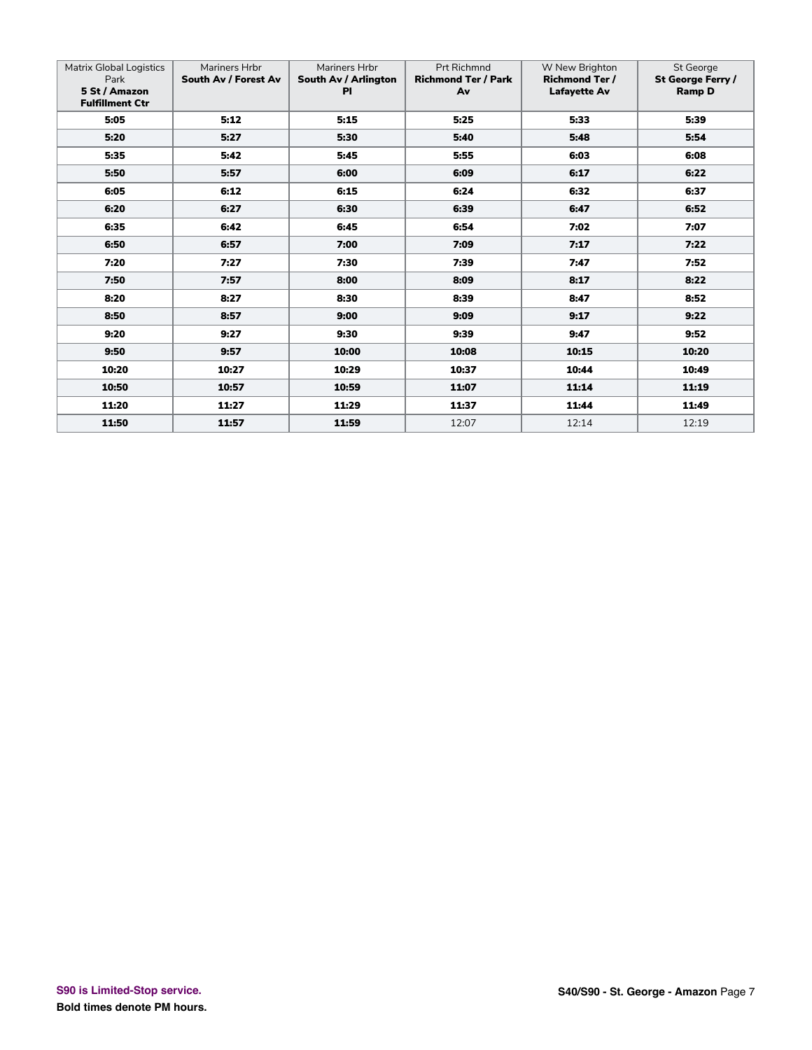| Matrix Global Logistics Park **5 St / Amazon Fulfillment Ctr** | Mariners Hrbr **South Av / Forest Av** | Mariners Hrbr **South Av / Arlington Pl** | Prt Richmnd **Richmond Ter / Park Av** | W New Brighton **Richmond Ter / Lafayette Av** | St George **St George Ferry / Ramp D** |
|---|---|---|---|---|---|
| **5:05** | **5:12** | **5:15** | **5:25** | **5:33** | **5:39** |
| **5:20** | **5:27** | **5:30** | **5:40** | **5:48** | **5:54** |
| **5:35** | **5:42** | **5:45** | **5:55** | **6:03** | **6:08** |
| **5:50** | **5:57** | **6:00** | **6:09** | **6:17** | **6:22** |
| **6:05** | **6:12** | **6:15** | **6:24** | **6:32** | **6:37** |
| **6:20** | **6:27** | **6:30** | **6:39** | **6:47** | **6:52** |
| **6:35** | **6:42** | **6:45** | **6:54** | **7:02** | **7:07** |
| **6:50** | **6:57** | **7:00** | **7:09** | **7:17** | **7:22** |
| **7:20** | **7:27** | **7:30** | **7:39** | **7:47** | **7:52** |
| **7:50** | **7:57** | **8:00** | **8:09** | **8:17** | **8:22** |
| **8:20** | **8:27** | **8:30** | **8:39** | **8:47** | **8:52** |
| **8:50** | **8:57** | **9:00** | **9:09** | **9:17** | **9:22** |
| **9:20** | **9:27** | **9:30** | **9:39** | **9:47** | **9:52** |
| **9:50** | **9:57** | **10:00** | **10:08** | **10:15** | **10:20** |
| **10:20** | **10:27** | **10:29** | **10:37** | **10:44** | **10:49** |
| **10:50** | **10:57** | **10:59** | **11:07** | **11:14** | **11:19** |
| **11:20** | **11:27** | **11:29** | **11:37** | **11:44** | **11:49** |
| **11:50** | **11:57** | **11:59** | 12:07 | 12:14 | 12:19 |

**S90 is Limited-Stop service.**

**Bold times denote PM hours.**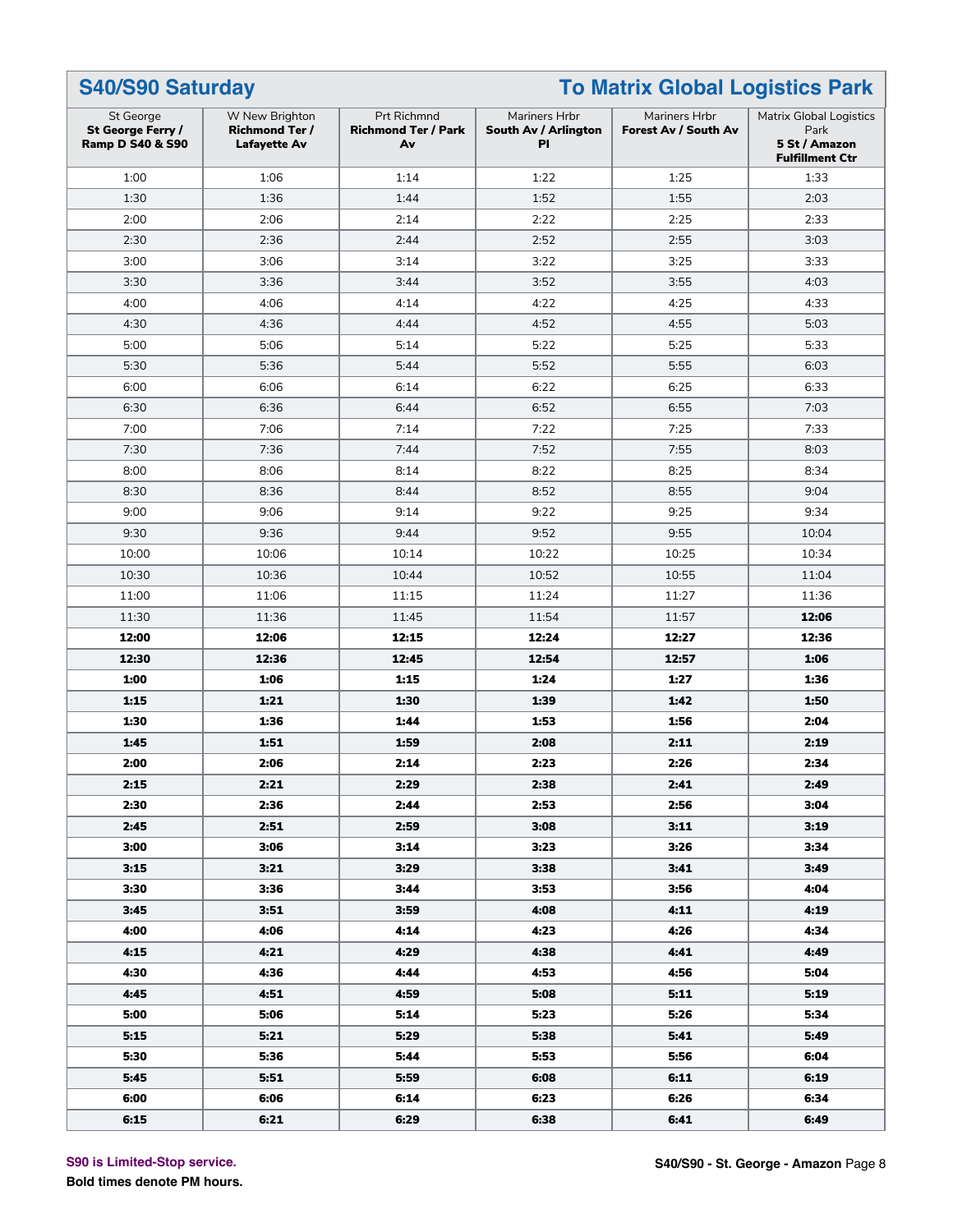## S40/S90 Saturday — To Matrix Global Logistics Park

| St George **St George Ferry / Ramp D S40 & S90** | W New Brighton **Richmond Ter / Lafayette Av** | Prt Richmnd **Richmond Ter / Park Av** | Mariners Hrbr **South Av / Arlington Pl** | Mariners Hrbr **Forest Av / South Av** | Matrix Global Logistics Park **5 St / Amazon Fulfillment Ctr** |
|---|---|---|---|---|---|
| 1:00 | 1:06 | 1:14 | 1:22 | 1:25 | 1:33 |
| 1:30 | 1:36 | 1:44 | 1:52 | 1:55 | 2:03 |
| 2:00 | 2:06 | 2:14 | 2:22 | 2:25 | 2:33 |
| 2:30 | 2:36 | 2:44 | 2:52 | 2:55 | 3:03 |
| 3:00 | 3:06 | 3:14 | 3:22 | 3:25 | 3:33 |
| 3:30 | 3:36 | 3:44 | 3:52 | 3:55 | 4:03 |
| 4:00 | 4:06 | 4:14 | 4:22 | 4:25 | 4:33 |
| 4:30 | 4:36 | 4:44 | 4:52 | 4:55 | 5:03 |
| 5:00 | 5:06 | 5:14 | 5:22 | 5:25 | 5:33 |
| 5:30 | 5:36 | 5:44 | 5:52 | 5:55 | 6:03 |
| 6:00 | 6:06 | 6:14 | 6:22 | 6:25 | 6:33 |
| 6:30 | 6:36 | 6:44 | 6:52 | 6:55 | 7:03 |
| 7:00 | 7:06 | 7:14 | 7:22 | 7:25 | 7:33 |
| 7:30 | 7:36 | 7:44 | 7:52 | 7:55 | 8:03 |
| 8:00 | 8:06 | 8:14 | 8:22 | 8:25 | 8:34 |
| 8:30 | 8:36 | 8:44 | 8:52 | 8:55 | 9:04 |
| 9:00 | 9:06 | 9:14 | 9:22 | 9:25 | 9:34 |
| 9:30 | 9:36 | 9:44 | 9:52 | 9:55 | 10:04 |
| 10:00 | 10:06 | 10:14 | 10:22 | 10:25 | 10:34 |
| 10:30 | 10:36 | 10:44 | 10:52 | 10:55 | 11:04 |
| 11:00 | 11:06 | 11:15 | 11:24 | 11:27 | 11:36 |
| 11:30 | 11:36 | 11:45 | 11:54 | 11:57 | **12:06** |
| **12:00** | **12:06** | **12:15** | **12:24** | **12:27** | **12:36** |
| **12:30** | **12:36** | **12:45** | **12:54** | **12:57** | **1:06** |
| **1:00** | **1:06** | **1:15** | **1:24** | **1:27** | **1:36** |
| **1:15** | **1:21** | **1:30** | **1:39** | **1:42** | **1:50** |
| **1:30** | **1:36** | **1:44** | **1:53** | **1:56** | **2:04** |
| **1:45** | **1:51** | **1:59** | **2:08** | **2:11** | **2:19** |
| **2:00** | **2:06** | **2:14** | **2:23** | **2:26** | **2:34** |
| **2:15** | **2:21** | **2:29** | **2:38** | **2:41** | **2:49** |
| **2:30** | **2:36** | **2:44** | **2:53** | **2:56** | **3:04** |
| **2:45** | **2:51** | **2:59** | **3:08** | **3:11** | **3:19** |
| **3:00** | **3:06** | **3:14** | **3:23** | **3:26** | **3:34** |
| **3:15** | **3:21** | **3:29** | **3:38** | **3:41** | **3:49** |
| **3:30** | **3:36** | **3:44** | **3:53** | **3:56** | **4:04** |
| **3:45** | **3:51** | **3:59** | **4:08** | **4:11** | **4:19** |
| **4:00** | **4:06** | **4:14** | **4:23** | **4:26** | **4:34** |
| **4:15** | **4:21** | **4:29** | **4:38** | **4:41** | **4:49** |
| **4:30** | **4:36** | **4:44** | **4:53** | **4:56** | **5:04** |
| **4:45** | **4:51** | **4:59** | **5:08** | **5:11** | **5:19** |
| **5:00** | **5:06** | **5:14** | **5:23** | **5:26** | **5:34** |
| **5:15** | **5:21** | **5:29** | **5:38** | **5:41** | **5:49** |
| **5:30** | **5:36** | **5:44** | **5:53** | **5:56** | **6:04** |
| **5:45** | **5:51** | **5:59** | **6:08** | **6:11** | **6:19** |
| **6:00** | **6:06** | **6:14** | **6:23** | **6:26** | **6:34** |
| **6:15** | **6:21** | **6:29** | **6:38** | **6:41** | **6:49** |

S90 is Limited-Stop service.

**Bold times denote PM hours.**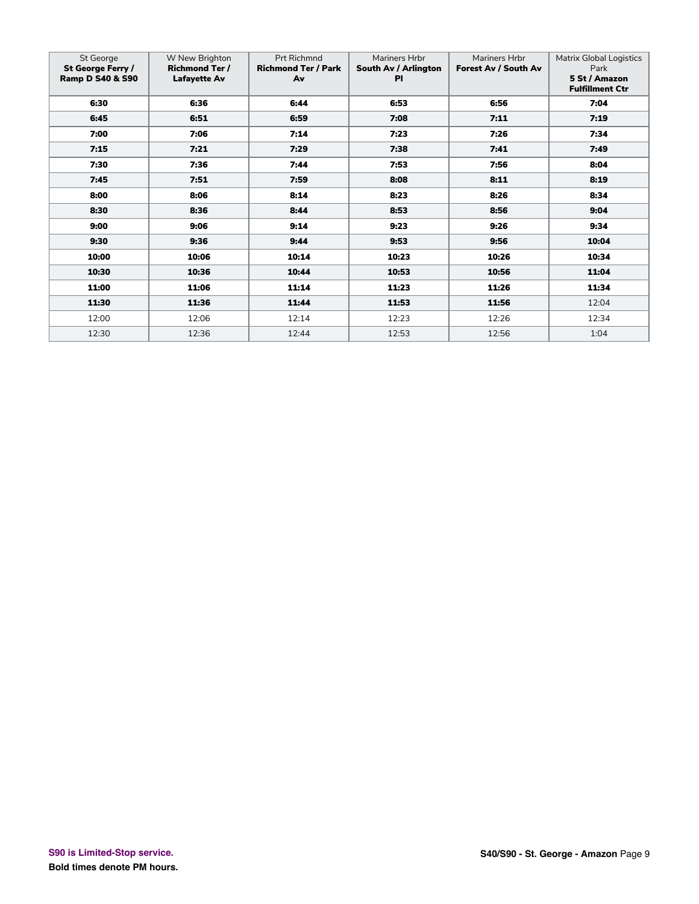| St George **St George Ferry / Ramp D S40 & S90** | W New Brighton **Richmond Ter / Lafayette Av** | Prt Richmnd **Richmond Ter / Park Av** | Mariners Hrbr **South Av / Arlington Pl** | Mariners Hrbr **Forest Av / South Av** | Matrix Global Logistics Park **5 St / Amazon Fulfillment Ctr** |
|---|---|---|---|---|---|
| **6:30** | **6:36** | **6:44** | **6:53** | **6:56** | **7:04** |
| **6:45** | **6:51** | **6:59** | **7:08** | **7:11** | **7:19** |
| **7:00** | **7:06** | **7:14** | **7:23** | **7:26** | **7:34** |
| **7:15** | **7:21** | **7:29** | **7:38** | **7:41** | **7:49** |
| **7:30** | **7:36** | **7:44** | **7:53** | **7:56** | **8:04** |
| **7:45** | **7:51** | **7:59** | **8:08** | **8:11** | **8:19** |
| **8:00** | **8:06** | **8:14** | **8:23** | **8:26** | **8:34** |
| **8:30** | **8:36** | **8:44** | **8:53** | **8:56** | **9:04** |
| **9:00** | **9:06** | **9:14** | **9:23** | **9:26** | **9:34** |
| **9:30** | **9:36** | **9:44** | **9:53** | **9:56** | **10:04** |
| **10:00** | **10:06** | **10:14** | **10:23** | **10:26** | **10:34** |
| **10:30** | **10:36** | **10:44** | **10:53** | **10:56** | **11:04** |
| **11:00** | **11:06** | **11:14** | **11:23** | **11:26** | **11:34** |
| **11:30** | **11:36** | **11:44** | **11:53** | **11:56** | 12:04 |
| 12:00 | 12:06 | 12:14 | 12:23 | 12:26 | 12:34 |
| 12:30 | 12:36 | 12:44 | 12:53 | 12:56 | 1:04 |

S90 is Limited-Stop service.

**Bold times denote PM hours.**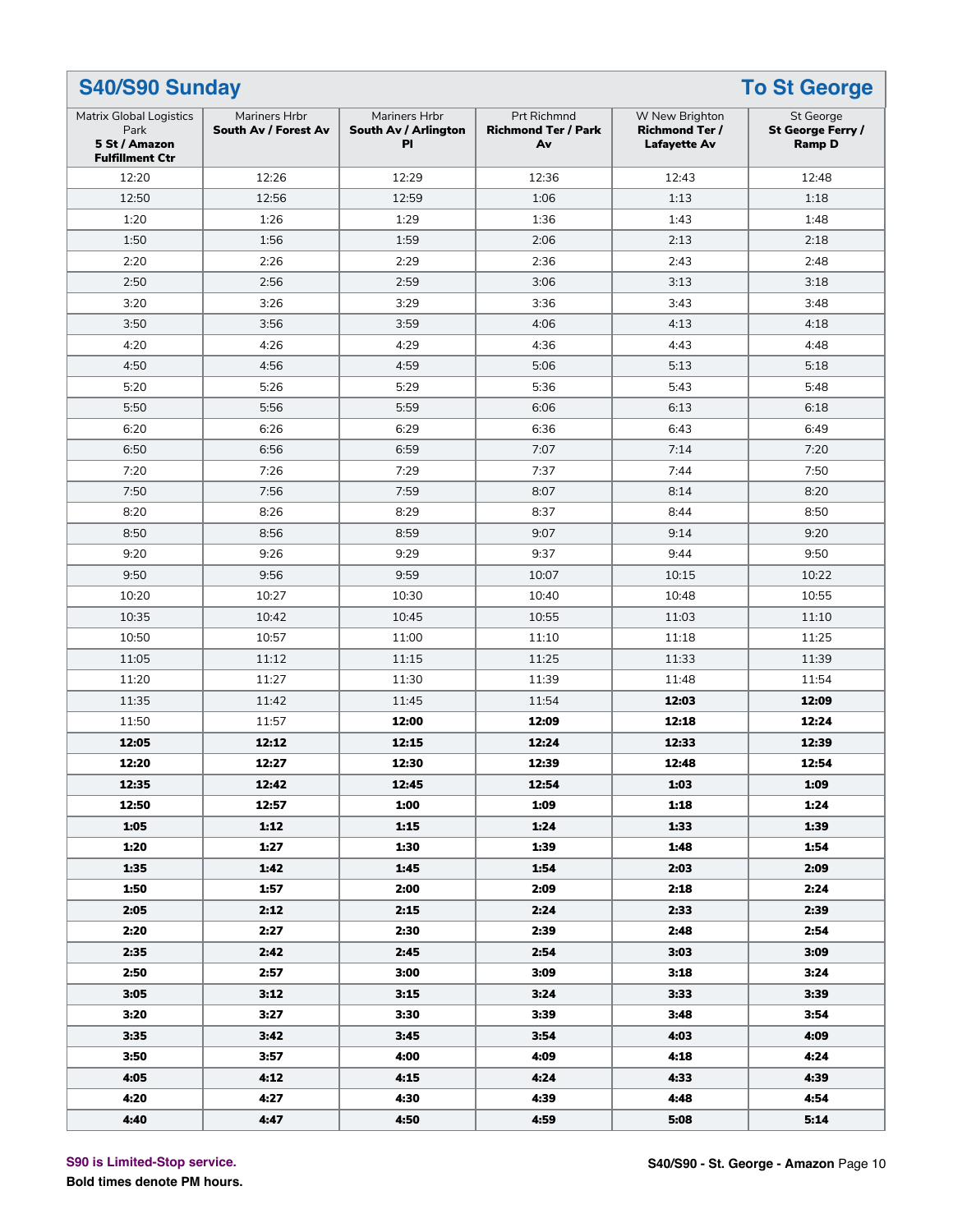## S40/S90 Sunday — To St George

| Matrix Global Logistics Park **5 St / Amazon Fulfillment Ctr** | Mariners Hrbr **South Av / Forest Av** | Mariners Hrbr **South Av / Arlington Pl** | Prt Richmnd **Richmond Ter / Park Av** | W New Brighton **Richmond Ter / Lafayette Av** | St George **St George Ferry / Ramp D** |
|---|---|---|---|---|---|
| 12:20 | 12:26 | 12:29 | 12:36 | 12:43 | 12:48 |
| 12:50 | 12:56 | 12:59 | 1:06 | 1:13 | 1:18 |
| 1:20 | 1:26 | 1:29 | 1:36 | 1:43 | 1:48 |
| 1:50 | 1:56 | 1:59 | 2:06 | 2:13 | 2:18 |
| 2:20 | 2:26 | 2:29 | 2:36 | 2:43 | 2:48 |
| 2:50 | 2:56 | 2:59 | 3:06 | 3:13 | 3:18 |
| 3:20 | 3:26 | 3:29 | 3:36 | 3:43 | 3:48 |
| 3:50 | 3:56 | 3:59 | 4:06 | 4:13 | 4:18 |
| 4:20 | 4:26 | 4:29 | 4:36 | 4:43 | 4:48 |
| 4:50 | 4:56 | 4:59 | 5:06 | 5:13 | 5:18 |
| 5:20 | 5:26 | 5:29 | 5:36 | 5:43 | 5:48 |
| 5:50 | 5:56 | 5:59 | 6:06 | 6:13 | 6:18 |
| 6:20 | 6:26 | 6:29 | 6:36 | 6:43 | 6:49 |
| 6:50 | 6:56 | 6:59 | 7:07 | 7:14 | 7:20 |
| 7:20 | 7:26 | 7:29 | 7:37 | 7:44 | 7:50 |
| 7:50 | 7:56 | 7:59 | 8:07 | 8:14 | 8:20 |
| 8:20 | 8:26 | 8:29 | 8:37 | 8:44 | 8:50 |
| 8:50 | 8:56 | 8:59 | 9:07 | 9:14 | 9:20 |
| 9:20 | 9:26 | 9:29 | 9:37 | 9:44 | 9:50 |
| 9:50 | 9:56 | 9:59 | 10:07 | 10:15 | 10:22 |
| 10:20 | 10:27 | 10:30 | 10:40 | 10:48 | 10:55 |
| 10:35 | 10:42 | 10:45 | 10:55 | 11:03 | 11:10 |
| 10:50 | 10:57 | 11:00 | 11:10 | 11:18 | 11:25 |
| 11:05 | 11:12 | 11:15 | 11:25 | 11:33 | 11:39 |
| 11:20 | 11:27 | 11:30 | 11:39 | 11:48 | 11:54 |
| 11:35 | 11:42 | 11:45 | 11:54 | **12:03** | **12:09** |
| 11:50 | 11:57 | **12:00** | **12:09** | **12:18** | **12:24** |
| **12:05** | **12:12** | **12:15** | **12:24** | **12:33** | **12:39** |
| **12:20** | **12:27** | **12:30** | **12:39** | **12:48** | **12:54** |
| **12:35** | **12:42** | **12:45** | **12:54** | **1:03** | **1:09** |
| **12:50** | **12:57** | **1:00** | **1:09** | **1:18** | **1:24** |
| **1:05** | **1:12** | **1:15** | **1:24** | **1:33** | **1:39** |
| **1:20** | **1:27** | **1:30** | **1:39** | **1:48** | **1:54** |
| **1:35** | **1:42** | **1:45** | **1:54** | **2:03** | **2:09** |
| **1:50** | **1:57** | **2:00** | **2:09** | **2:18** | **2:24** |
| **2:05** | **2:12** | **2:15** | **2:24** | **2:33** | **2:39** |
| **2:20** | **2:27** | **2:30** | **2:39** | **2:48** | **2:54** |
| **2:35** | **2:42** | **2:45** | **2:54** | **3:03** | **3:09** |
| **2:50** | **2:57** | **3:00** | **3:09** | **3:18** | **3:24** |
| **3:05** | **3:12** | **3:15** | **3:24** | **3:33** | **3:39** |
| **3:20** | **3:27** | **3:30** | **3:39** | **3:48** | **3:54** |
| **3:35** | **3:42** | **3:45** | **3:54** | **4:03** | **4:09** |
| **3:50** | **3:57** | **4:00** | **4:09** | **4:18** | **4:24** |
| **4:05** | **4:12** | **4:15** | **4:24** | **4:33** | **4:39** |
| **4:20** | **4:27** | **4:30** | **4:39** | **4:48** | **4:54** |
| **4:40** | **4:47** | **4:50** | **4:59** | **5:08** | **5:14** |

**S90 is Limited-Stop service.**

**Bold times denote PM hours.**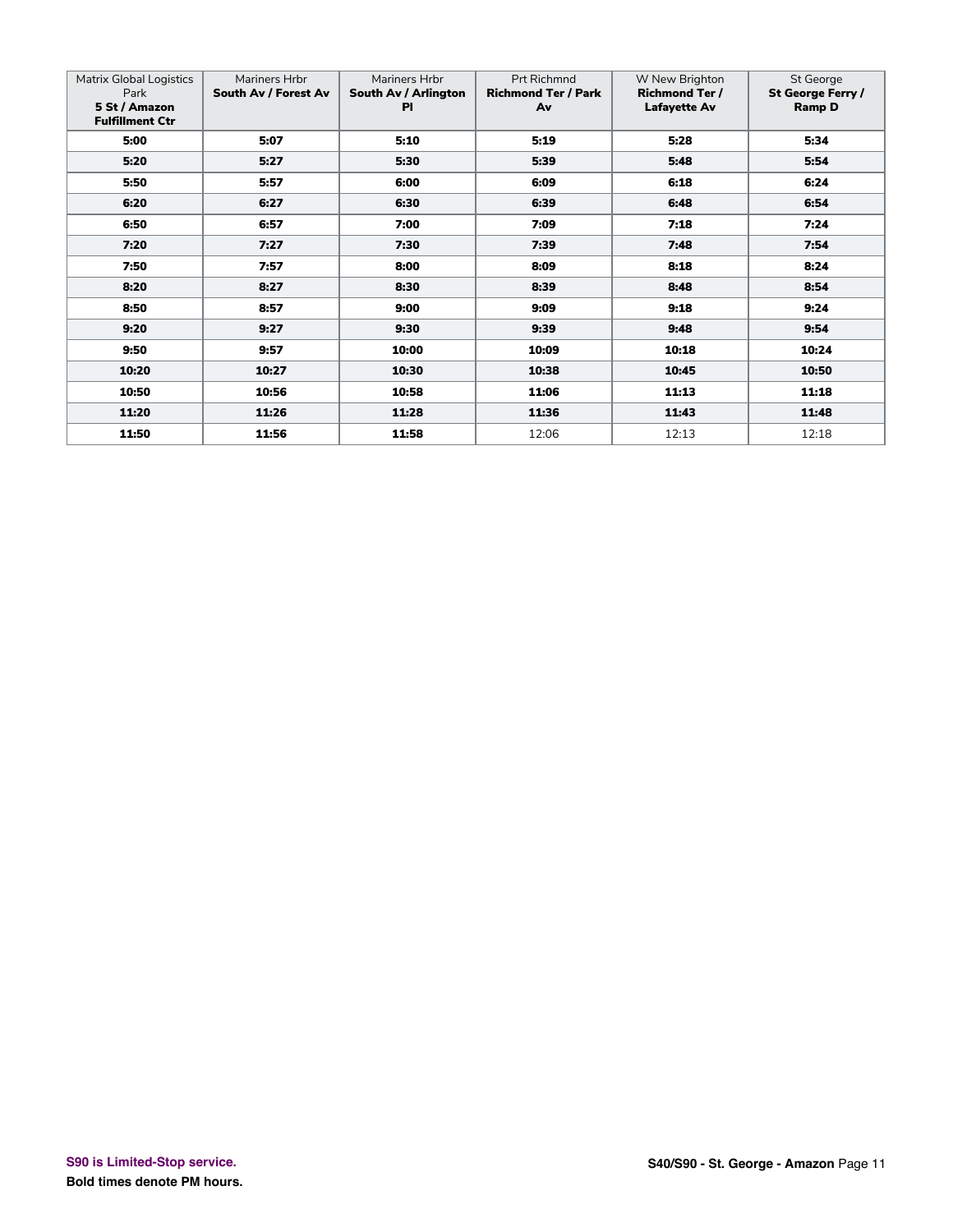| Matrix Global Logistics Park **5 St / Amazon Fulfillment Ctr** | Mariners Hrbr **South Av / Forest Av** | Mariners Hrbr **South Av / Arlington Pl** | Prt Richmnd **Richmond Ter / Park Av** | W New Brighton **Richmond Ter / Lafayette Av** | St George **St George Ferry / Ramp D** |
|---|---|---|---|---|---|
| **5:00** | **5:07** | **5:10** | **5:19** | **5:28** | **5:34** |
| **5:20** | **5:27** | **5:30** | **5:39** | **5:48** | **5:54** |
| **5:50** | **5:57** | **6:00** | **6:09** | **6:18** | **6:24** |
| **6:20** | **6:27** | **6:30** | **6:39** | **6:48** | **6:54** |
| **6:50** | **6:57** | **7:00** | **7:09** | **7:18** | **7:24** |
| **7:20** | **7:27** | **7:30** | **7:39** | **7:48** | **7:54** |
| **7:50** | **7:57** | **8:00** | **8:09** | **8:18** | **8:24** |
| **8:20** | **8:27** | **8:30** | **8:39** | **8:48** | **8:54** |
| **8:50** | **8:57** | **9:00** | **9:09** | **9:18** | **9:24** |
| **9:20** | **9:27** | **9:30** | **9:39** | **9:48** | **9:54** |
| **9:50** | **9:57** | **10:00** | **10:09** | **10:18** | **10:24** |
| **10:20** | **10:27** | **10:30** | **10:38** | **10:45** | **10:50** |
| **10:50** | **10:56** | **10:58** | **11:06** | **11:13** | **11:18** |
| **11:20** | **11:26** | **11:28** | **11:36** | **11:43** | **11:48** |
| **11:50** | **11:56** | **11:58** | 12:06 | 12:13 | 12:18 |

**S90 is Limited-Stop service.**

**Bold times denote PM hours.**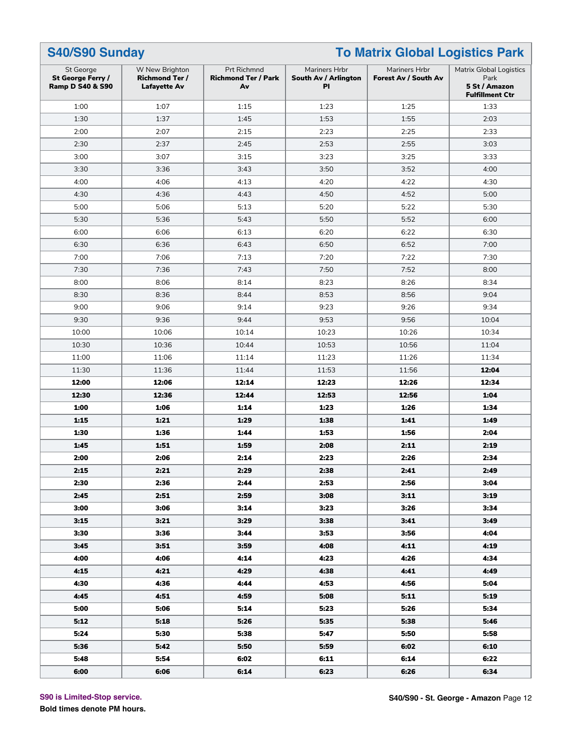## S40/S90 Sunday — To Matrix Global Logistics Park

| St George **St George Ferry / Ramp D S40 & S90** | W New Brighton **Richmond Ter / Lafayette Av** | Prt Richmnd **Richmond Ter / Park Av** | Mariners Hrbr **South Av / Arlington Pl** | Mariners Hrbr **Forest Av / South Av** | Matrix Global Logistics Park **5 St / Amazon Fulfillment Ctr** |
|---|---|---|---|---|---|
| 1:00 | 1:07 | 1:15 | 1:23 | 1:25 | 1:33 |
| 1:30 | 1:37 | 1:45 | 1:53 | 1:55 | 2:03 |
| 2:00 | 2:07 | 2:15 | 2:23 | 2:25 | 2:33 |
| 2:30 | 2:37 | 2:45 | 2:53 | 2:55 | 3:03 |
| 3:00 | 3:07 | 3:15 | 3:23 | 3:25 | 3:33 |
| 3:30 | 3:36 | 3:43 | 3:50 | 3:52 | 4:00 |
| 4:00 | 4:06 | 4:13 | 4:20 | 4:22 | 4:30 |
| 4:30 | 4:36 | 4:43 | 4:50 | 4:52 | 5:00 |
| 5:00 | 5:06 | 5:13 | 5:20 | 5:22 | 5:30 |
| 5:30 | 5:36 | 5:43 | 5:50 | 5:52 | 6:00 |
| 6:00 | 6:06 | 6:13 | 6:20 | 6:22 | 6:30 |
| 6:30 | 6:36 | 6:43 | 6:50 | 6:52 | 7:00 |
| 7:00 | 7:06 | 7:13 | 7:20 | 7:22 | 7:30 |
| 7:30 | 7:36 | 7:43 | 7:50 | 7:52 | 8:00 |
| 8:00 | 8:06 | 8:14 | 8:23 | 8:26 | 8:34 |
| 8:30 | 8:36 | 8:44 | 8:53 | 8:56 | 9:04 |
| 9:00 | 9:06 | 9:14 | 9:23 | 9:26 | 9:34 |
| 9:30 | 9:36 | 9:44 | 9:53 | 9:56 | 10:04 |
| 10:00 | 10:06 | 10:14 | 10:23 | 10:26 | 10:34 |
| 10:30 | 10:36 | 10:44 | 10:53 | 10:56 | 11:04 |
| 11:00 | 11:06 | 11:14 | 11:23 | 11:26 | 11:34 |
| 11:30 | 11:36 | 11:44 | 11:53 | 11:56 | **12:04** |
| **12:00** | **12:06** | **12:14** | **12:23** | **12:26** | **12:34** |
| **12:30** | **12:36** | **12:44** | **12:53** | **12:56** | **1:04** |
| **1:00** | **1:06** | **1:14** | **1:23** | **1:26** | **1:34** |
| **1:15** | **1:21** | **1:29** | **1:38** | **1:41** | **1:49** |
| **1:30** | **1:36** | **1:44** | **1:53** | **1:56** | **2:04** |
| **1:45** | **1:51** | **1:59** | **2:08** | **2:11** | **2:19** |
| **2:00** | **2:06** | **2:14** | **2:23** | **2:26** | **2:34** |
| **2:15** | **2:21** | **2:29** | **2:38** | **2:41** | **2:49** |
| **2:30** | **2:36** | **2:44** | **2:53** | **2:56** | **3:04** |
| **2:45** | **2:51** | **2:59** | **3:08** | **3:11** | **3:19** |
| **3:00** | **3:06** | **3:14** | **3:23** | **3:26** | **3:34** |
| **3:15** | **3:21** | **3:29** | **3:38** | **3:41** | **3:49** |
| **3:30** | **3:36** | **3:44** | **3:53** | **3:56** | **4:04** |
| **3:45** | **3:51** | **3:59** | **4:08** | **4:11** | **4:19** |
| **4:00** | **4:06** | **4:14** | **4:23** | **4:26** | **4:34** |
| **4:15** | **4:21** | **4:29** | **4:38** | **4:41** | **4:49** |
| **4:30** | **4:36** | **4:44** | **4:53** | **4:56** | **5:04** |
| **4:45** | **4:51** | **4:59** | **5:08** | **5:11** | **5:19** |
| **5:00** | **5:06** | **5:14** | **5:23** | **5:26** | **5:34** |
| **5:12** | **5:18** | **5:26** | **5:35** | **5:38** | **5:46** |
| **5:24** | **5:30** | **5:38** | **5:47** | **5:50** | **5:58** |
| **5:36** | **5:42** | **5:50** | **5:59** | **6:02** | **6:10** |
| **5:48** | **5:54** | **6:02** | **6:11** | **6:14** | **6:22** |
| **6:00** | **6:06** | **6:14** | **6:23** | **6:26** | **6:34** |

**S90 is Limited-Stop service.**

**Bold times denote PM hours.**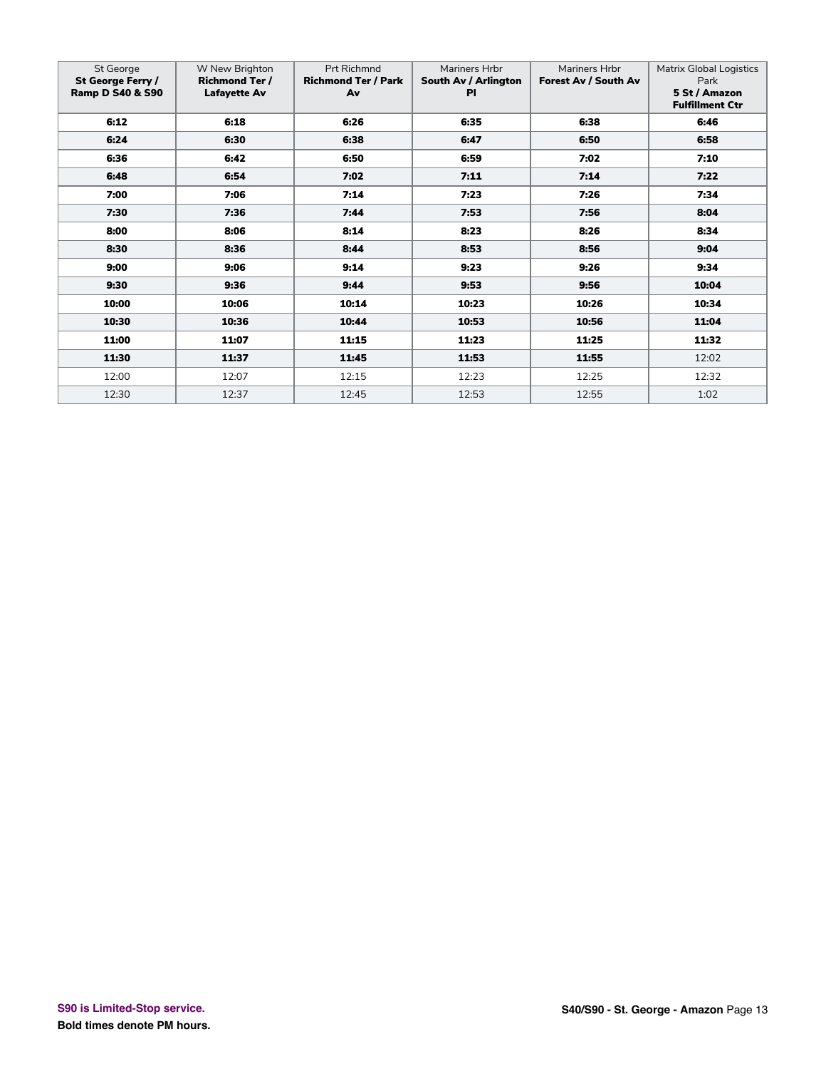| St George **St George Ferry / Ramp D S40 & S90** | W New Brighton **Richmond Ter / Lafayette Av** | Prt Richmnd **Richmond Ter / Park Av** | Mariners Hrbr **South Av / Arlington Pl** | Mariners Hrbr **Forest Av / South Av** | Matrix Global Logistics Park **5 St / Amazon Fulfillment Ctr** |
|---|---|---|---|---|---|
| **6:12** | **6:18** | **6:26** | **6:35** | **6:38** | **6:46** |
| **6:24** | **6:30** | **6:38** | **6:47** | **6:50** | **6:58** |
| **6:36** | **6:42** | **6:50** | **6:59** | **7:02** | **7:10** |
| **6:48** | **6:54** | **7:02** | **7:11** | **7:14** | **7:22** |
| **7:00** | **7:06** | **7:14** | **7:23** | **7:26** | **7:34** |
| **7:30** | **7:36** | **7:44** | **7:53** | **7:56** | **8:04** |
| **8:00** | **8:06** | **8:14** | **8:23** | **8:26** | **8:34** |
| **8:30** | **8:36** | **8:44** | **8:53** | **8:56** | **9:04** |
| **9:00** | **9:06** | **9:14** | **9:23** | **9:26** | **9:34** |
| **9:30** | **9:36** | **9:44** | **9:53** | **9:56** | **10:04** |
| **10:00** | **10:06** | **10:14** | **10:23** | **10:26** | **10:34** |
| **10:30** | **10:36** | **10:44** | **10:53** | **10:56** | **11:04** |
| **11:00** | **11:07** | **11:15** | **11:23** | **11:25** | **11:32** |
| **11:30** | **11:37** | **11:45** | **11:53** | **11:55** | 12:02 |
| 12:00 | 12:07 | 12:15 | 12:23 | 12:25 | 12:32 |
| 12:30 | 12:37 | 12:45 | 12:53 | 12:55 | 1:02 |

**S90 is Limited-Stop service.**

**Bold times denote PM hours.**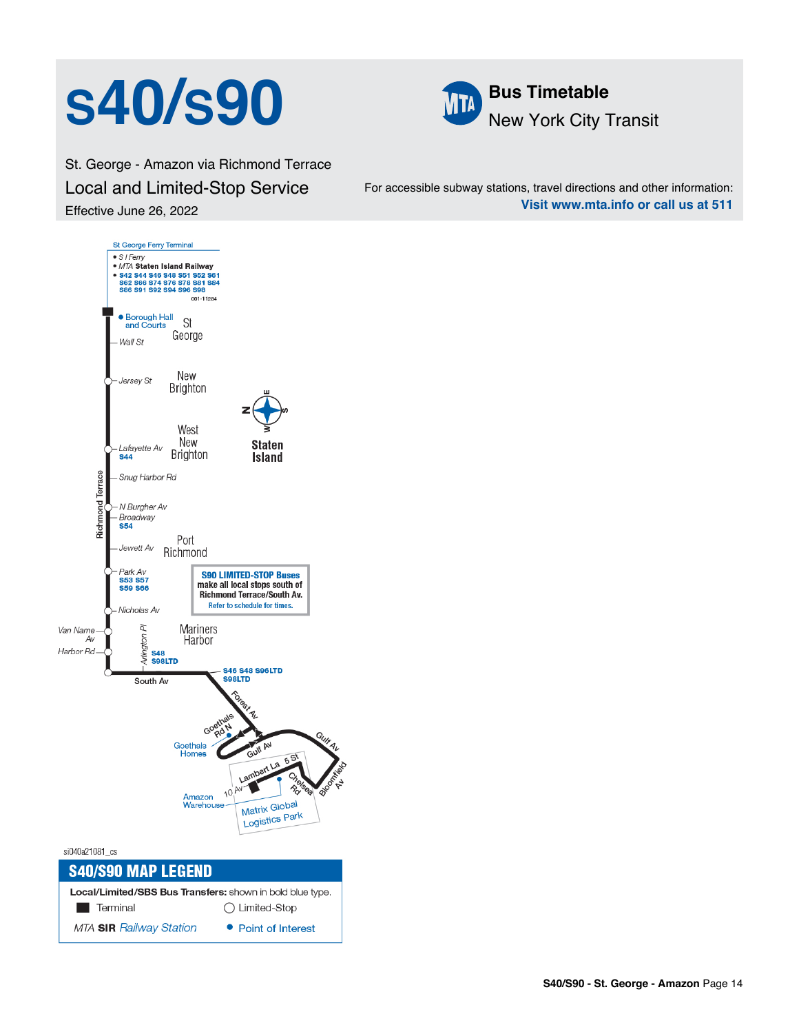# s40/s90

St. George - Amazon via Richmond Terrace

## Local and Limited-Stop Service

Effective June 26, 2022

**Bus Timetable**

New York City Transit

For accessible subway stations, travel directions and other information:
**Visit www.mta.info or call us at 511**

St George Ferry Terminal
- S I Ferry
- MTA **Staten Island Railway**
- **S42 S44 S46 S48 S51 S52 S61 S62 S66 S74 S76 S78 S81 S84 S86 S91 S92 S94 S96 S98**

001-11284

- Borough Hall and Courts

St George

Wall St

Jersey St

New Brighton

West New Brighton

Staten Island

Lafayette Av **S44**

Snug Harbor Rd

N Burgher Av

Broadway **S54**

Jewett Av

Port Richmond

Park Av **S53 S57 S59 S66**

Richmond Terrace

**S90 LIMITED-STOP Buses make all local stops south of Richmond Terrace/South Av.**
Refer to schedule for times.

Nicholas Av

Van Name Av

Harbor Rd

Arlington Pl **S48 S98LTD**

Mariners Harbor

South Av

**S46 S48 S96LTD S98LTD**

Forest Av

Goethals Rd N

Goethals Homes

Gulf Av

Lambert La

5 St

Chelsea Rd

Bloomfield Av

10 Av

Amazon Warehouse

Matrix Global Logistics Park

si040a21081_cs

## S40/S90 MAP LEGEND

**Local/Limited/SBS Bus Transfers:** shown in bold blue type.

- Terminal
- Limited-Stop
- MTA **SIR** *Railway Station*
- Point of Interest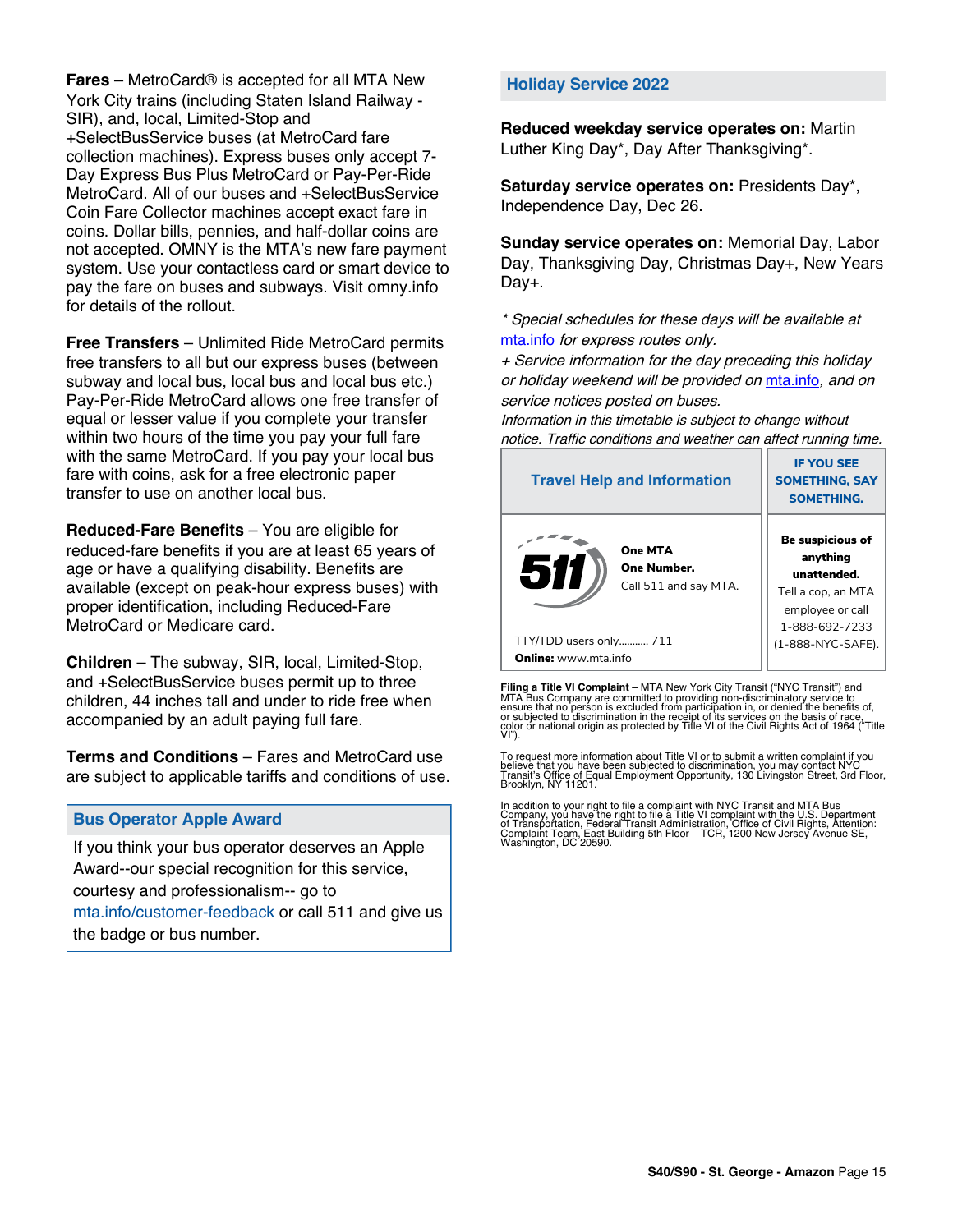**Fares** – MetroCard® is accepted for all MTA New York City trains (including Staten Island Railway - SIR), and, local, Limited-Stop and +SelectBusService buses (at MetroCard fare collection machines). Express buses only accept 7-Day Express Bus Plus MetroCard or Pay-Per-Ride MetroCard. All of our buses and +SelectBusService Coin Fare Collector machines accept exact fare in coins. Dollar bills, pennies, and half-dollar coins are not accepted. OMNY is the MTA's new fare payment system. Use your contactless card or smart device to pay the fare on buses and subways. Visit omny.info for details of the rollout.

**Free Transfers** – Unlimited Ride MetroCard permits free transfers to all but our express buses (between subway and local bus, local bus and local bus etc.) Pay-Per-Ride MetroCard allows one free transfer of equal or lesser value if you complete your transfer within two hours of the time you pay your full fare with the same MetroCard. If you pay your local bus fare with coins, ask for a free electronic paper transfer to use on another local bus.

**Reduced-Fare Benefits** – You are eligible for reduced-fare benefits if you are at least 65 years of age or have a qualifying disability. Benefits are available (except on peak-hour express buses) with proper identification, including Reduced-Fare MetroCard or Medicare card.

**Children** – The subway, SIR, local, Limited-Stop, and +SelectBusService buses permit up to three children, 44 inches tall and under to ride free when accompanied by an adult paying full fare.

**Terms and Conditions** – Fares and MetroCard use are subject to applicable tariffs and conditions of use.

## Bus Operator Apple Award

If you think your bus operator deserves an Apple Award--our special recognition for this service, courtesy and professionalism-- go to mta.info/customer-feedback or call 511 and give us the badge or bus number.

## Holiday Service 2022

**Reduced weekday service operates on:** Martin Luther King Day*, Day After Thanksgiving*.

**Saturday service operates on:** Presidents Day*, Independence Day, Dec 26.

**Sunday service operates on:** Memorial Day, Labor Day, Thanksgiving Day, Christmas Day+, New Years Day+.

*\* Special schedules for these days will be available at mta.info for express routes only.*
*+ Service information for the day preceding this holiday or holiday weekend will be provided on mta.info, and on service notices posted on buses.*
*Information in this timetable is subject to change without notice. Traffic conditions and weather can affect running time.*

| Travel Help and Information | IF YOU SEE SOMETHING, SAY SOMETHING. |
|---|---|
| 511 **One MTA One Number.** Call 511 and say MTA. TTY/TDD users only........... 711 **Online:** www.mta.info | **Be suspicious of anything unattended.** Tell a cop, an MTA employee or call 1-888-692-7233 (1-888-NYC-SAFE). |

**Filing a Title VI Complaint** – MTA New York City Transit ("NYC Transit") and MTA Bus Company are committed to providing non-discriminatory service to ensure that no person is excluded from participation in, or denied the benefits of, or subjected to discrimination in the receipt of its services on the basis of race, color or national origin as protected by Title VI of the Civil Rights Act of 1964 ("Title VI").

To request more information about Title VI or to submit a written complaint if you believe that you have been subjected to discrimination, you may contact NYC Transit's Office of Equal Employment Opportunity, 130 Livingston Street, 3rd Floor, Brooklyn, NY 11201.

In addition to your right to file a complaint with NYC Transit and MTA Bus Company, you have the right to file a Title VI complaint with the U.S. Department of Transportation, Federal Transit Administration, Office of Civil Rights, Attention: Complaint Team, East Building 5th Floor – TCR, 1200 New Jersey Avenue SE, Washington, DC 20590.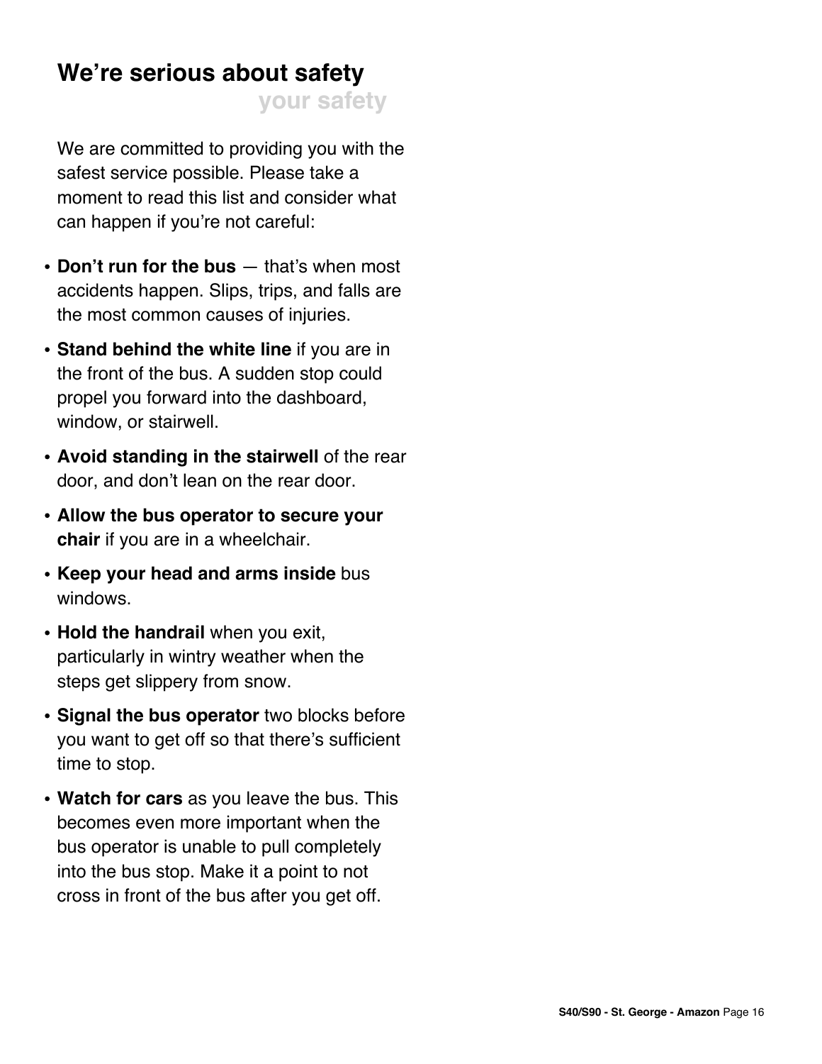# We're serious about safety

## your safety

We are committed to providing you with the safest service possible. Please take a moment to read this list and consider what can happen if you're not careful:

- **Don't run for the bus** — that's when most accidents happen. Slips, trips, and falls are the most common causes of injuries.
- **Stand behind the white line** if you are in the front of the bus. A sudden stop could propel you forward into the dashboard, window, or stairwell.
- **Avoid standing in the stairwell** of the rear door, and don't lean on the rear door.
- **Allow the bus operator to secure your chair** if you are in a wheelchair.
- **Keep your head and arms inside** bus windows.
- **Hold the handrail** when you exit, particularly in wintry weather when the steps get slippery from snow.
- **Signal the bus operator** two blocks before you want to get off so that there's sufficient time to stop.
- **Watch for cars** as you leave the bus. This becomes even more important when the bus operator is unable to pull completely into the bus stop. Make it a point to not cross in front of the bus after you get off.